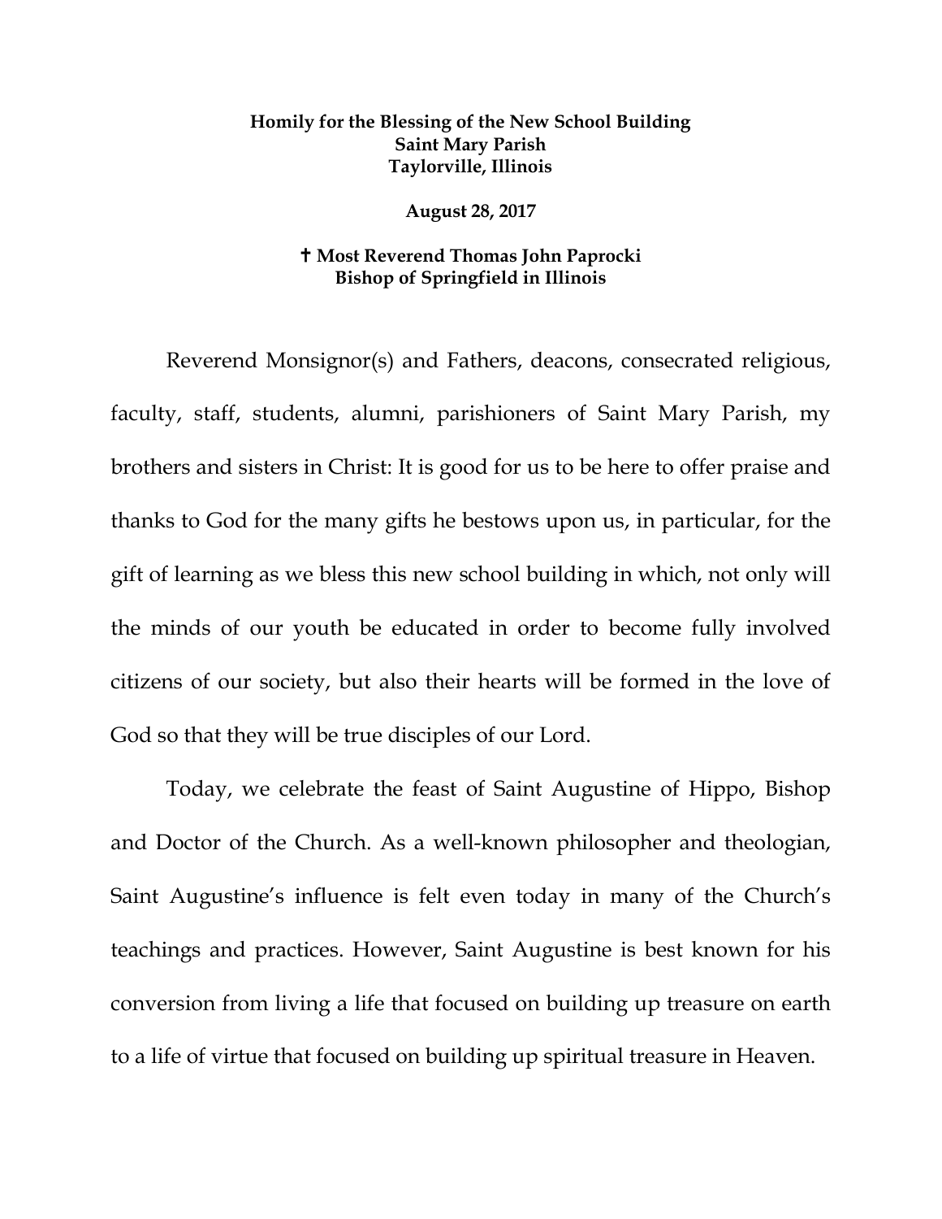**Homily for the Blessing of the New School Building**
**Saint Mary Parish**
**Taylorville, Illinois**

**August 28, 2017**

**✝ Most Reverend Thomas John Paprocki**
**Bishop of Springfield in Illinois**

Reverend Monsignor(s) and Fathers, deacons, consecrated religious, faculty, staff, students, alumni, parishioners of Saint Mary Parish, my brothers and sisters in Christ: It is good for us to be here to offer praise and thanks to God for the many gifts he bestows upon us, in particular, for the gift of learning as we bless this new school building in which, not only will the minds of our youth be educated in order to become fully involved citizens of our society, but also their hearts will be formed in the love of God so that they will be true disciples of our Lord.

Today, we celebrate the feast of Saint Augustine of Hippo, Bishop and Doctor of the Church. As a well-known philosopher and theologian, Saint Augustine's influence is felt even today in many of the Church's teachings and practices. However, Saint Augustine is best known for his conversion from living a life that focused on building up treasure on earth to a life of virtue that focused on building up spiritual treasure in Heaven.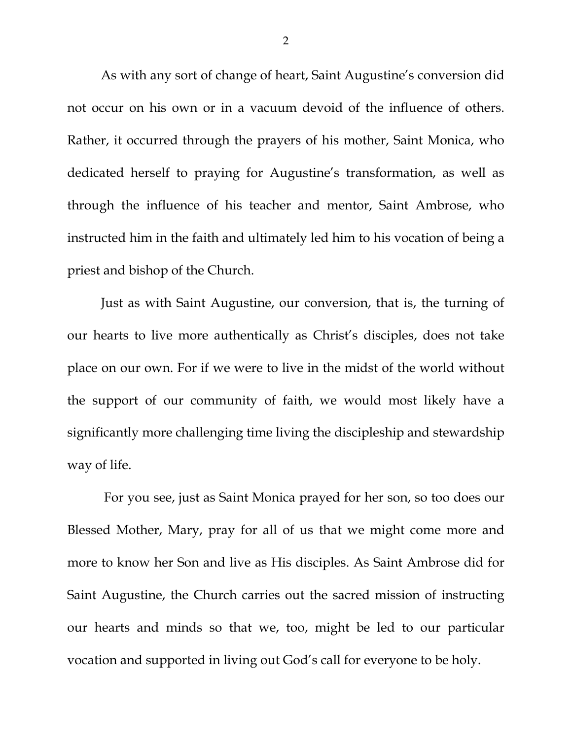As with any sort of change of heart, Saint Augustine's conversion did not occur on his own or in a vacuum devoid of the influence of others. Rather, it occurred through the prayers of his mother, Saint Monica, who dedicated herself to praying for Augustine's transformation, as well as through the influence of his teacher and mentor, Saint Ambrose, who instructed him in the faith and ultimately led him to his vocation of being a priest and bishop of the Church.

Just as with Saint Augustine, our conversion, that is, the turning of our hearts to live more authentically as Christ's disciples, does not take place on our own. For if we were to live in the midst of the world without the support of our community of faith, we would most likely have a significantly more challenging time living the discipleship and stewardship way of life.

For you see, just as Saint Monica prayed for her son, so too does our Blessed Mother, Mary, pray for all of us that we might come more and more to know her Son and live as His disciples. As Saint Ambrose did for Saint Augustine, the Church carries out the sacred mission of instructing our hearts and minds so that we, too, might be led to our particular vocation and supported in living out God's call for everyone to be holy.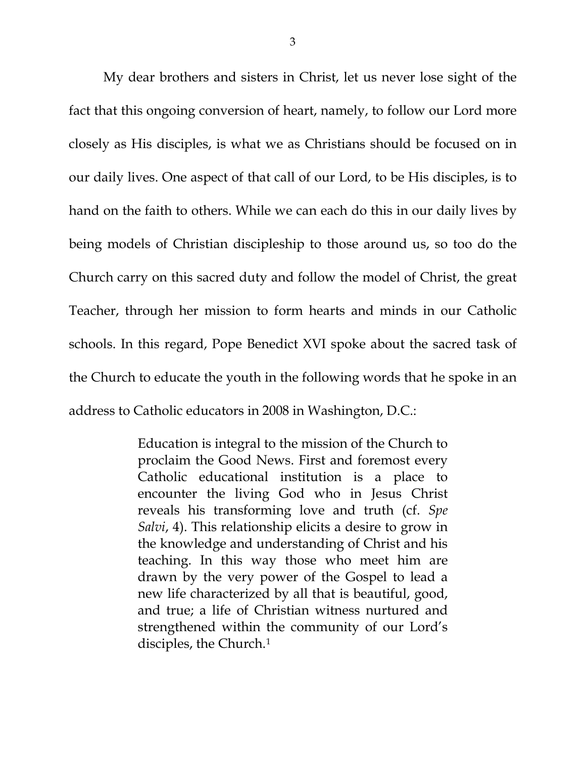My dear brothers and sisters in Christ, let us never lose sight of the fact that this ongoing conversion of heart, namely, to follow our Lord more closely as His disciples, is what we as Christians should be focused on in our daily lives. One aspect of that call of our Lord, to be His disciples, is to hand on the faith to others. While we can each do this in our daily lives by being models of Christian discipleship to those around us, so too do the Church carry on this sacred duty and follow the model of Christ, the great Teacher, through her mission to form hearts and minds in our Catholic schools. In this regard, Pope Benedict XVI spoke about the sacred task of the Church to educate the youth in the following words that he spoke in an address to Catholic educators in 2008 in Washington, D.C.:

> Education is integral to the mission of the Church to proclaim the Good News. First and foremost every Catholic educational institution is a place to encounter the living God who in Jesus Christ reveals his transforming love and truth (cf. *Spe Salvi*, 4). This relationship elicits a desire to grow in the knowledge and understanding of Christ and his teaching. In this way those who meet him are drawn by the very power of the Gospel to lead a new life characterized by all that is beautiful, good, and true; a life of Christian witness nurtured and strengthened within the community of our Lord's disciples, the Church.[1]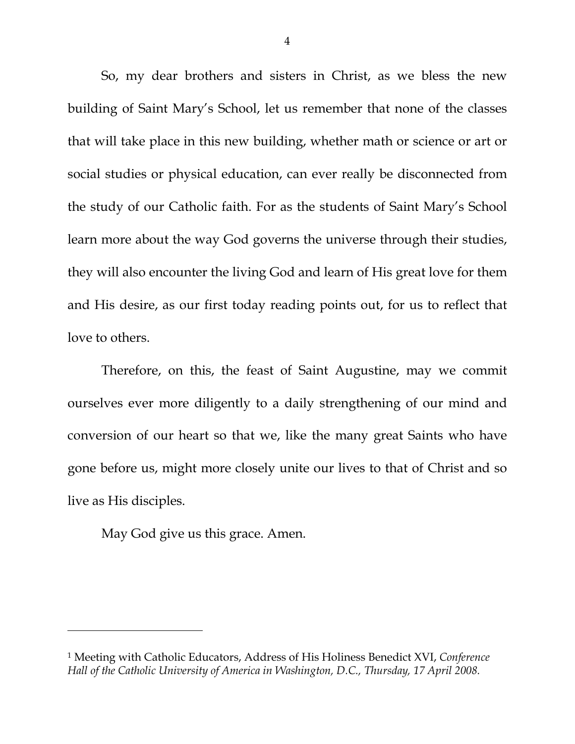So, my dear brothers and sisters in Christ, as we bless the new building of Saint Mary's School, let us remember that none of the classes that will take place in this new building, whether math or science or art or social studies or physical education, can ever really be disconnected from the study of our Catholic faith. For as the students of Saint Mary's School learn more about the way God governs the universe through their studies, they will also encounter the living God and learn of His great love for them and His desire, as our first today reading points out, for us to reflect that love to others.

Therefore, on this, the feast of Saint Augustine, may we commit ourselves ever more diligently to a daily strengthening of our mind and conversion of our heart so that we, like the many great Saints who have gone before us, might more closely unite our lives to that of Christ and so live as His disciples.

May God give us this grace. Amen.

---

[1] Meeting with Catholic Educators, Address of His Holiness Benedict XVI, *Conference Hall of the Catholic University of America in Washington, D.C., Thursday, 17 April 2008.*